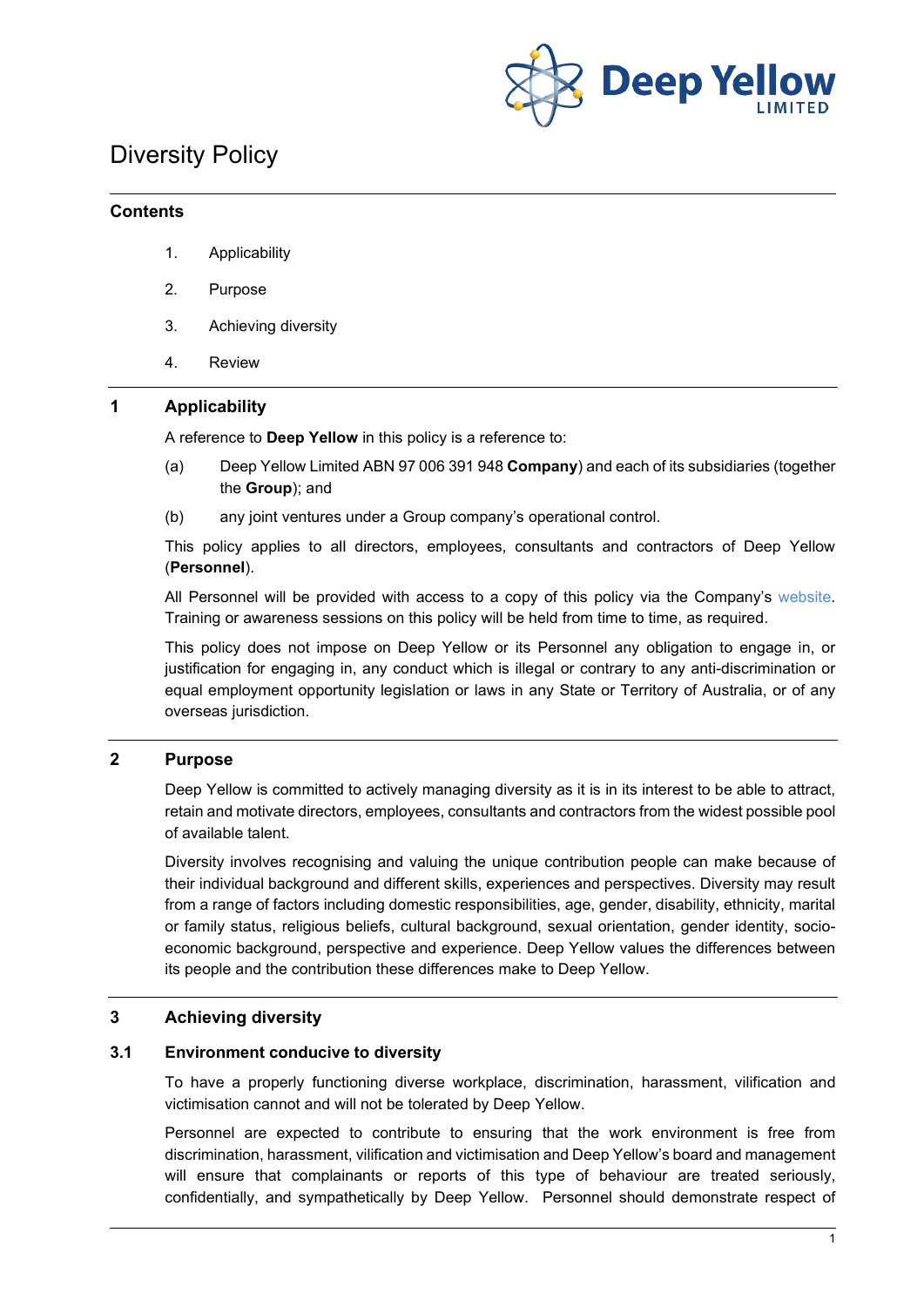# Diversity Policy

## Contents

1. Applicability
2. Purpose
3. Achieving diversity
4. Review

## 1 Applicability

A reference to **Deep Yellow** in this policy is a reference to:

(a) Deep Yellow Limited ABN 97 006 391 948 **Company**) and each of its subsidiaries (together the **Group**); and

(b) any joint ventures under a Group company's operational control.

This policy applies to all directors, employees, consultants and contractors of Deep Yellow (**Personnel**).

All Personnel will be provided with access to a copy of this policy via the Company's website. Training or awareness sessions on this policy will be held from time to time, as required.

This policy does not impose on Deep Yellow or its Personnel any obligation to engage in, or justification for engaging in, any conduct which is illegal or contrary to any anti-discrimination or equal employment opportunity legislation or laws in any State or Territory of Australia, or of any overseas jurisdiction.

## 2 Purpose

Deep Yellow is committed to actively managing diversity as it is in its interest to be able to attract, retain and motivate directors, employees, consultants and contractors from the widest possible pool of available talent.

Diversity involves recognising and valuing the unique contribution people can make because of their individual background and different skills, experiences and perspectives. Diversity may result from a range of factors including domestic responsibilities, age, gender, disability, ethnicity, marital or family status, religious beliefs, cultural background, sexual orientation, gender identity, socio-economic background, perspective and experience. Deep Yellow values the differences between its people and the contribution these differences make to Deep Yellow.

## 3 Achieving diversity

### 3.1 Environment conducive to diversity

To have a properly functioning diverse workplace, discrimination, harassment, vilification and victimisation cannot and will not be tolerated by Deep Yellow.

Personnel are expected to contribute to ensuring that the work environment is free from discrimination, harassment, vilification and victimisation and Deep Yellow's board and management will ensure that complainants or reports of this type of behaviour are treated seriously, confidentially, and sympathetically by Deep Yellow. Personnel should demonstrate respect of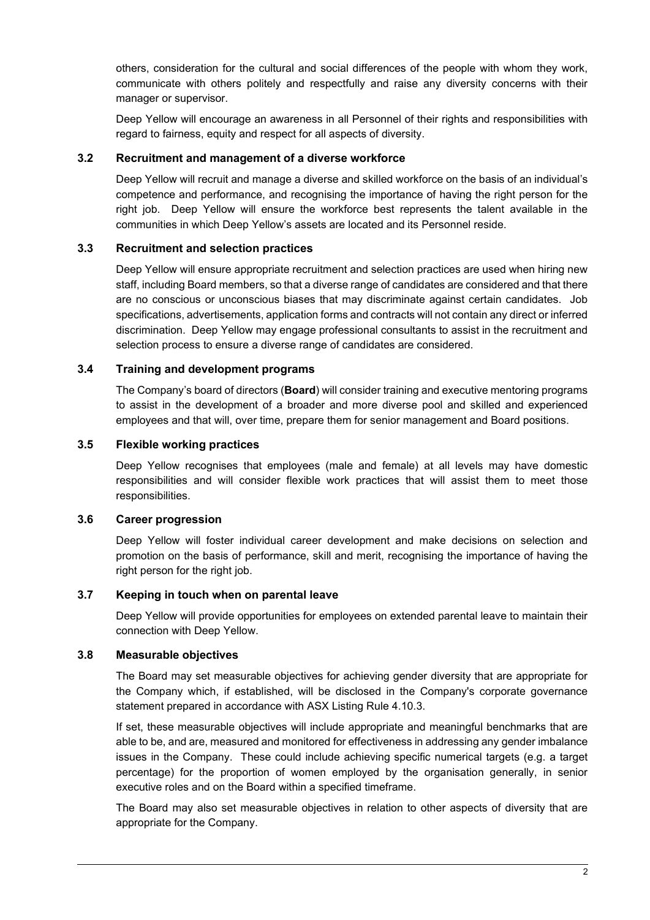others, consideration for the cultural and social differences of the people with whom they work, communicate with others politely and respectfully and raise any diversity concerns with their manager or supervisor.

Deep Yellow will encourage an awareness in all Personnel of their rights and responsibilities with regard to fairness, equity and respect for all aspects of diversity.

### 3.2 Recruitment and management of a diverse workforce

Deep Yellow will recruit and manage a diverse and skilled workforce on the basis of an individual's competence and performance, and recognising the importance of having the right person for the right job. Deep Yellow will ensure the workforce best represents the talent available in the communities in which Deep Yellow's assets are located and its Personnel reside.

### 3.3 Recruitment and selection practices

Deep Yellow will ensure appropriate recruitment and selection practices are used when hiring new staff, including Board members, so that a diverse range of candidates are considered and that there are no conscious or unconscious biases that may discriminate against certain candidates. Job specifications, advertisements, application forms and contracts will not contain any direct or inferred discrimination. Deep Yellow may engage professional consultants to assist in the recruitment and selection process to ensure a diverse range of candidates are considered.

### 3.4 Training and development programs

The Company's board of directors (**Board**) will consider training and executive mentoring programs to assist in the development of a broader and more diverse pool and skilled and experienced employees and that will, over time, prepare them for senior management and Board positions.

### 3.5 Flexible working practices

Deep Yellow recognises that employees (male and female) at all levels may have domestic responsibilities and will consider flexible work practices that will assist them to meet those responsibilities.

### 3.6 Career progression

Deep Yellow will foster individual career development and make decisions on selection and promotion on the basis of performance, skill and merit, recognising the importance of having the right person for the right job.

### 3.7 Keeping in touch when on parental leave

Deep Yellow will provide opportunities for employees on extended parental leave to maintain their connection with Deep Yellow.

### 3.8 Measurable objectives

The Board may set measurable objectives for achieving gender diversity that are appropriate for the Company which, if established, will be disclosed in the Company's corporate governance statement prepared in accordance with ASX Listing Rule 4.10.3.

If set, these measurable objectives will include appropriate and meaningful benchmarks that are able to be, and are, measured and monitored for effectiveness in addressing any gender imbalance issues in the Company. These could include achieving specific numerical targets (e.g. a target percentage) for the proportion of women employed by the organisation generally, in senior executive roles and on the Board within a specified timeframe.

The Board may also set measurable objectives in relation to other aspects of diversity that are appropriate for the Company.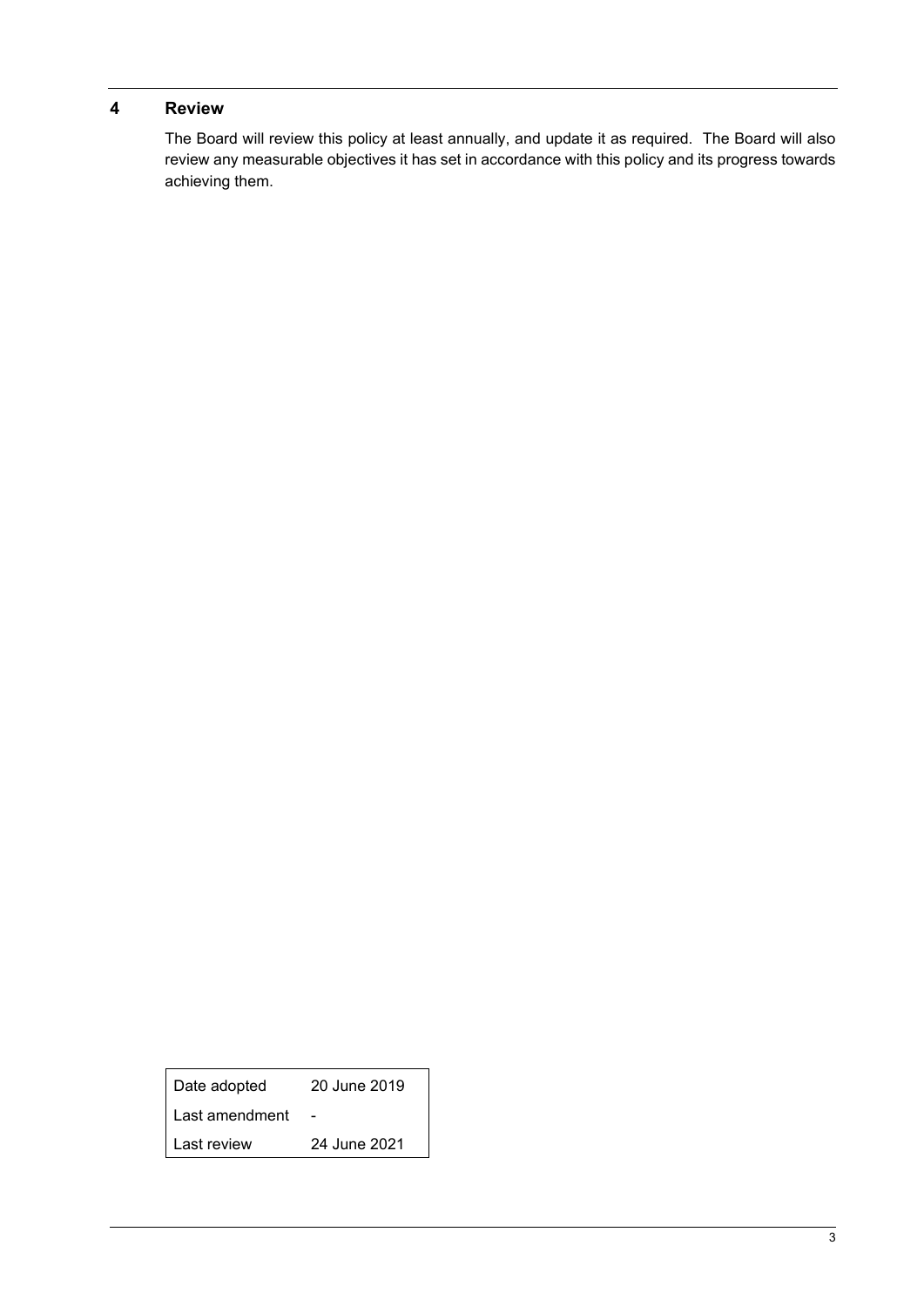## 4 Review

The Board will review this policy at least annually, and update it as required. The Board will also review any measurable objectives it has set in accordance with this policy and its progress towards achieving them.

| | |
|---|---|
| Date adopted | 20 June 2019 |
| Last amendment | - |
| Last review | 24 June 2021 |